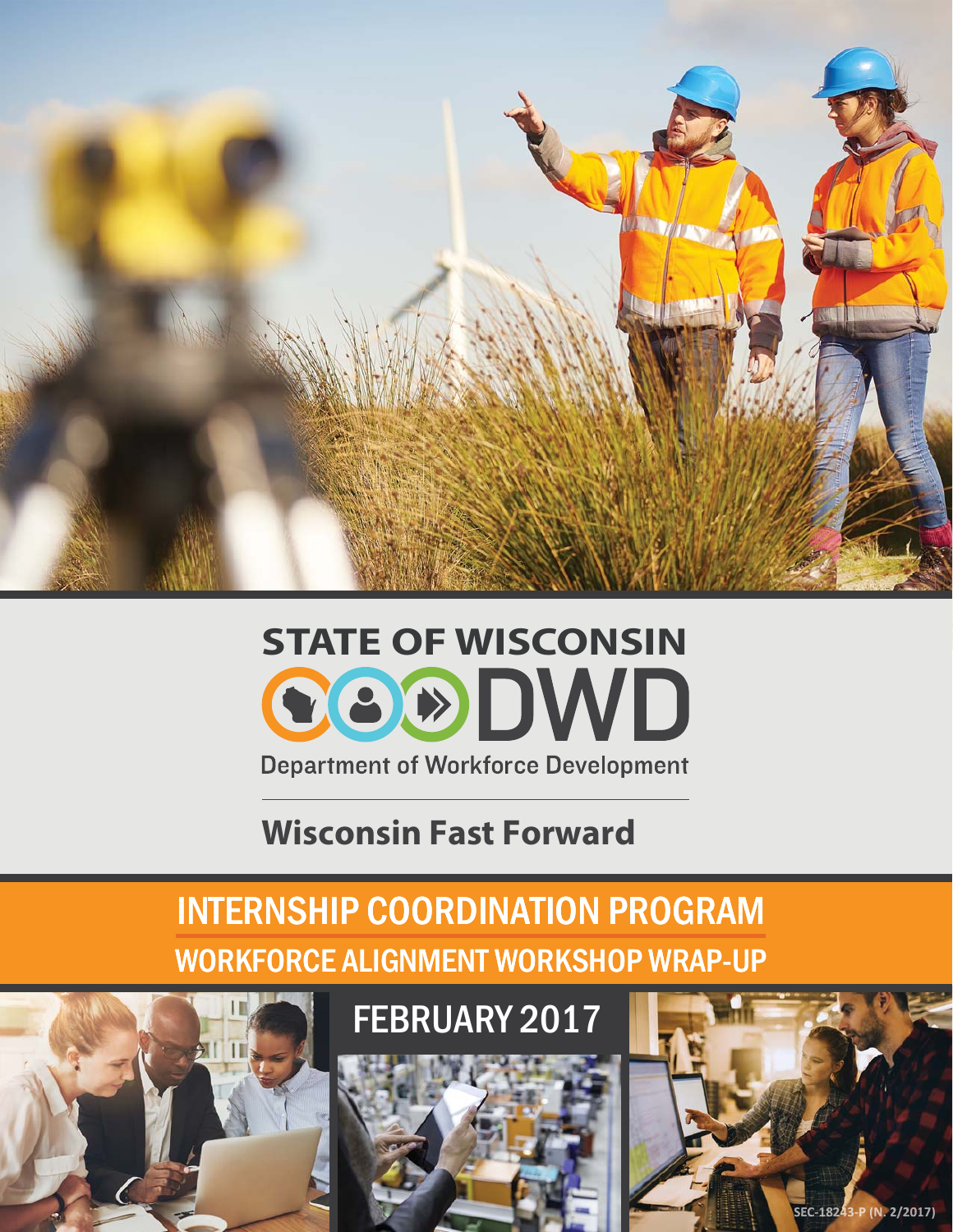STATE OF WISCONSIN

DWD

Department of Workforce Development

## Wisconsin Fast Forward

# INTERNSHIP COORDINATION PROGRAM

## WORKFORCE ALIGNMENT WORKSHOP WRAP-UP

## FEBRUARY 2017

SEC-18243-P (N. 2/2017)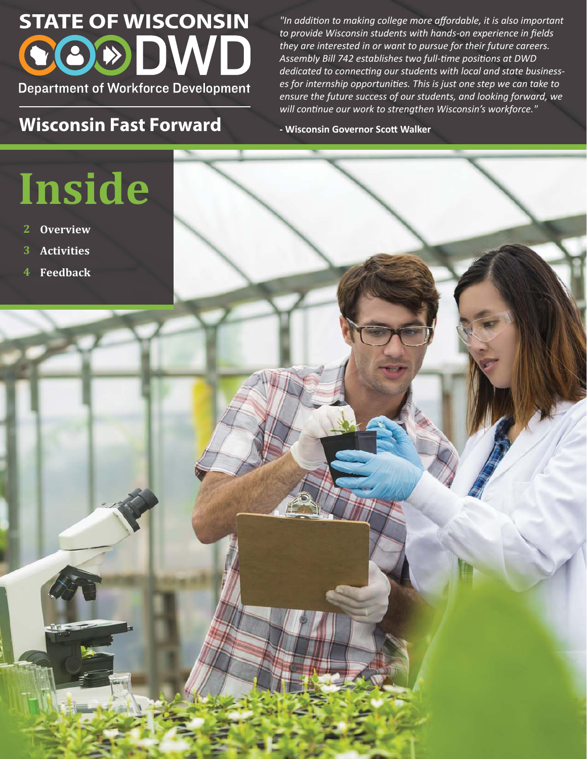# STATE OF WISCONSIN DWD

Department of Workforce Development

## Wisconsin Fast Forward

*"In addition to making college more affordable, it is also important to provide Wisconsin students with hands-on experience in fields they are interested in or want to pursue for their future careers. Assembly Bill 742 establishes two full-time positions at DWD dedicated to connecting our students with local and state businesses for internship opportunities. This is just one step we can take to ensure the future success of our students, and looking forward, we will continue our work to strengthen Wisconsin's workforce."*

**- Wisconsin Governor Scott Walker**

# Inside

- **2 Overview**
- **3 Activities**
- **4 Feedback**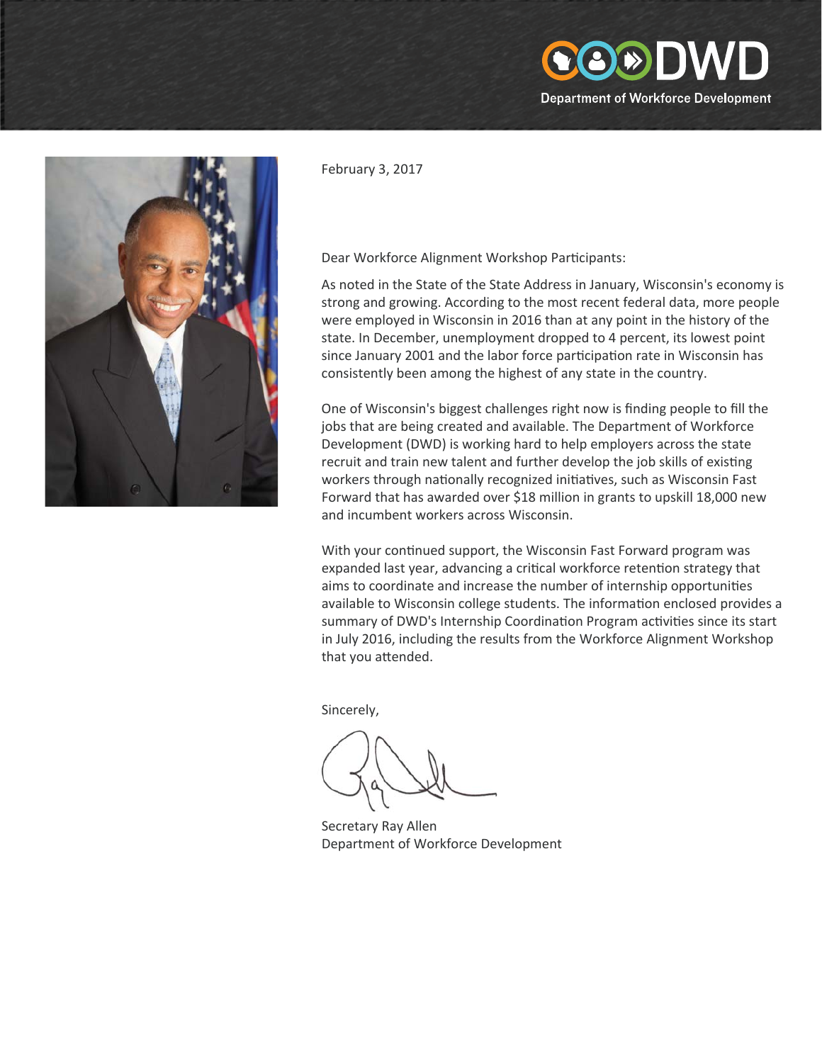DWD

Department of Workforce Development

February 3, 2017

Dear Workforce Alignment Workshop Participants:

As noted in the State of the State Address in January, Wisconsin's economy is strong and growing. According to the most recent federal data, more people were employed in Wisconsin in 2016 than at any point in the history of the state. In December, unemployment dropped to 4 percent, its lowest point since January 2001 and the labor force participation rate in Wisconsin has consistently been among the highest of any state in the country.

One of Wisconsin's biggest challenges right now is finding people to fill the jobs that are being created and available. The Department of Workforce Development (DWD) is working hard to help employers across the state recruit and train new talent and further develop the job skills of existing workers through nationally recognized initiatives, such as Wisconsin Fast Forward that has awarded over $18 million in grants to upskill 18,000 new and incumbent workers across Wisconsin.

With your continued support, the Wisconsin Fast Forward program was expanded last year, advancing a critical workforce retention strategy that aims to coordinate and increase the number of internship opportunities available to Wisconsin college students. The information enclosed provides a summary of DWD's Internship Coordination Program activities since its start in July 2016, including the results from the Workforce Alignment Workshop that you attended.

Sincerely,

Secretary Ray Allen
Department of Workforce Development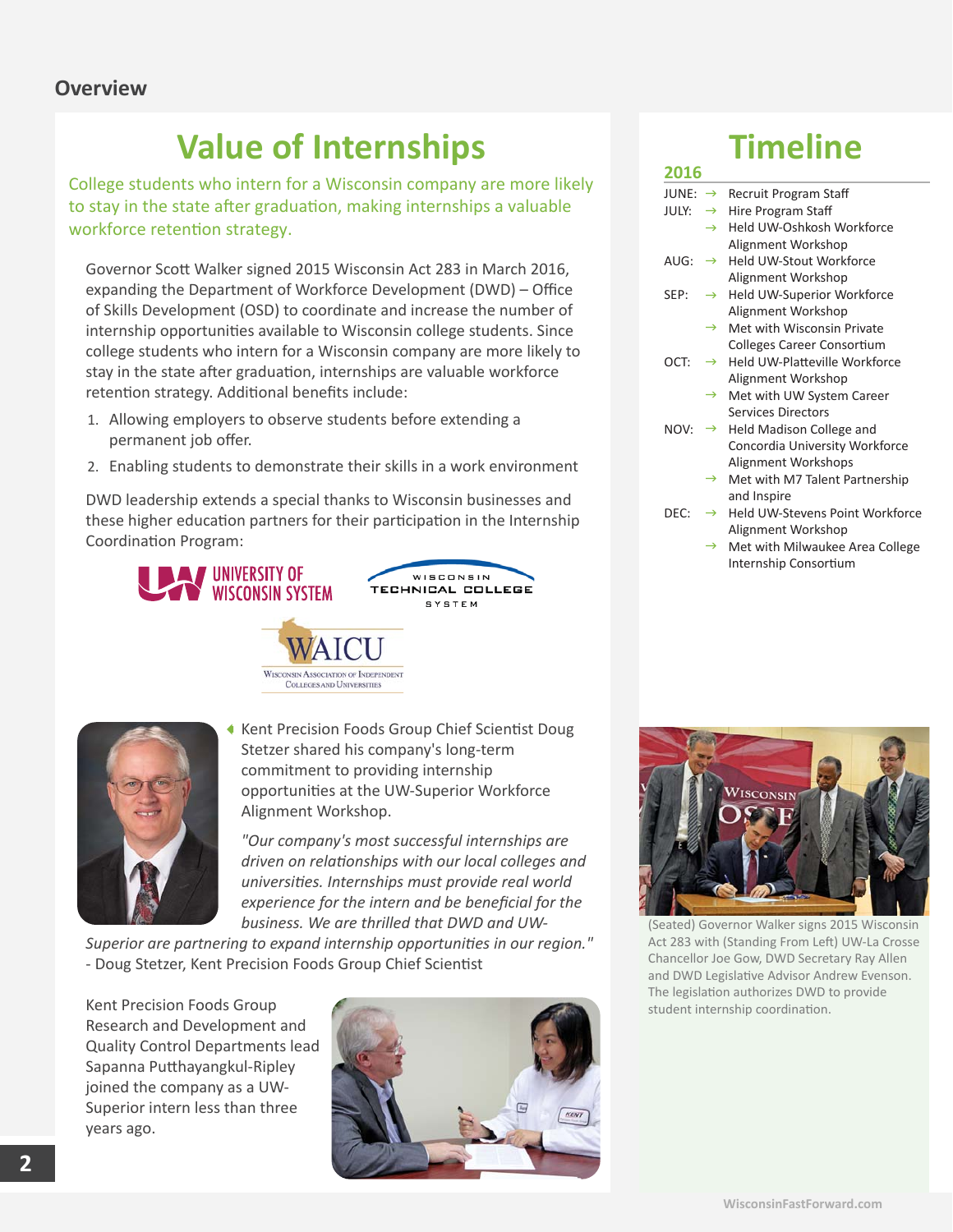## Overview

# Value of Internships

College students who intern for a Wisconsin company are more likely to stay in the state after graduation, making internships a valuable workforce retention strategy.

Governor Scott Walker signed 2015 Wisconsin Act 283 in March 2016, expanding the Department of Workforce Development (DWD) – Office of Skills Development (OSD) to coordinate and increase the number of internship opportunities available to Wisconsin college students. Since college students who intern for a Wisconsin company are more likely to stay in the state after graduation, internships are valuable workforce retention strategy. Additional benefits include:

1. Allowing employers to observe students before extending a permanent job offer.
2. Enabling students to demonstrate their skills in a work environment

DWD leadership extends a special thanks to Wisconsin businesses and these higher education partners for their participation in the Internship Coordination Program:

University of Wisconsin System

Wisconsin Technical College System

WAICU – Wisconsin Association of Independent Colleges and Universities

Kent Precision Foods Group Chief Scientist Doug Stetzer shared his company's long-term commitment to providing internship opportunities at the UW-Superior Workforce Alignment Workshop.

*"Our company's most successful internships are driven on relationships with our local colleges and universities. Internships must provide real world experience for the intern and be beneficial for the business. We are thrilled that DWD and UW-Superior are partnering to expand internship opportunities in our region."*
- Doug Stetzer, Kent Precision Foods Group Chief Scientist

Kent Precision Foods Group Research and Development and Quality Control Departments lead Sapanna Putthayangkul-Ripley joined the company as a UW-Superior intern less than three years ago.

# Timeline

## 2016

- JUNE: → Recruit Program Staff
- JULY: → Hire Program Staff
  → Held UW-Oshkosh Workforce Alignment Workshop
- AUG: → Held UW-Stout Workforce Alignment Workshop
- SEP: → Held UW-Superior Workforce Alignment Workshop
  → Met with Wisconsin Private Colleges Career Consortium
- OCT: → Held UW-Platteville Workforce Alignment Workshop
  → Met with UW System Career Services Directors
- NOV: → Held Madison College and Concordia University Workforce Alignment Workshops
  → Met with M7 Talent Partnership and Inspire
- DEC: → Held UW-Stevens Point Workforce Alignment Workshop
  → Met with Milwaukee Area College Internship Consortium

(Seated) Governor Walker signs 2015 Wisconsin Act 283 with (Standing From Left) UW-La Crosse Chancellor Joe Gow, DWD Secretary Ray Allen and DWD Legislative Advisor Andrew Evenson. The legislation authorizes DWD to provide student internship coordination.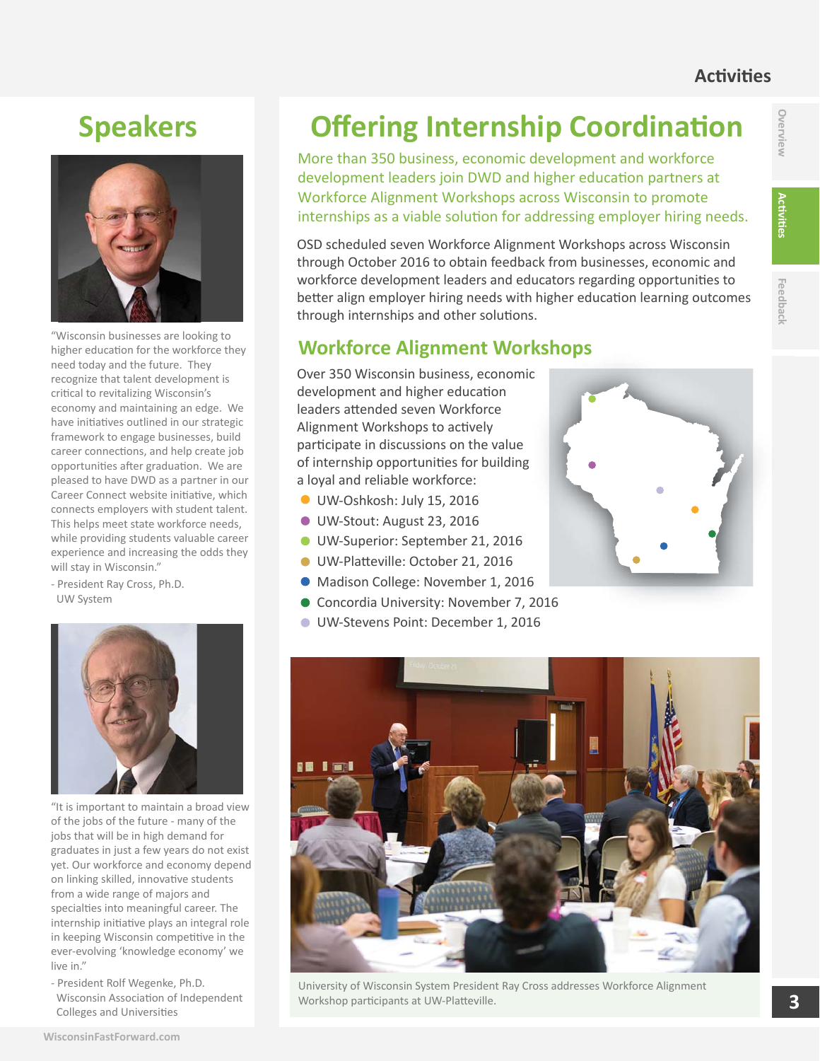## Speakers

"Wisconsin businesses are looking to higher education for the workforce they need today and the future. They recognize that talent development is critical to revitalizing Wisconsin's economy and maintaining an edge. We have initiatives outlined in our strategic framework to engage businesses, build career connections, and help create job opportunities after graduation. We are pleased to have DWD as a partner in our Career Connect website initiative, which connects employers with student talent. This helps meet state workforce needs, while providing students valuable career experience and increasing the odds they will stay in Wisconsin."

- President Ray Cross, Ph.D.
  UW System

"It is important to maintain a broad view of the jobs of the future - many of the jobs that will be in high demand for graduates in just a few years do not exist yet. Our workforce and economy depend on linking skilled, innovative students from a wide range of majors and specialties into meaningful career. The internship initiative plays an integral role in keeping Wisconsin competitive in the ever-evolving 'knowledge economy' we live in."

- President Rolf Wegenke, Ph.D.
  Wisconsin Association of Independent Colleges and Universities

# Offering Internship Coordination

More than 350 business, economic development and workforce development leaders join DWD and higher education partners at Workforce Alignment Workshops across Wisconsin to promote internships as a viable solution for addressing employer hiring needs.

OSD scheduled seven Workforce Alignment Workshops across Wisconsin through October 2016 to obtain feedback from businesses, economic and workforce development leaders and educators regarding opportunities to better align employer hiring needs with higher education learning outcomes through internships and other solutions.

## Workforce Alignment Workshops

Over 350 Wisconsin business, economic development and higher education leaders attended seven Workforce Alignment Workshops to actively participate in discussions on the value of internship opportunities for building a loyal and reliable workforce:

- UW-Oshkosh: July 15, 2016
- UW-Stout: August 23, 2016
- UW-Superior: September 21, 2016
- UW-Platteville: October 21, 2016
- Madison College: November 1, 2016
- Concordia University: November 7, 2016
- UW-Stevens Point: December 1, 2016

University of Wisconsin System President Ray Cross addresses Workforce Alignment Workshop participants at UW-Platteville.

WisconsinFastForward.com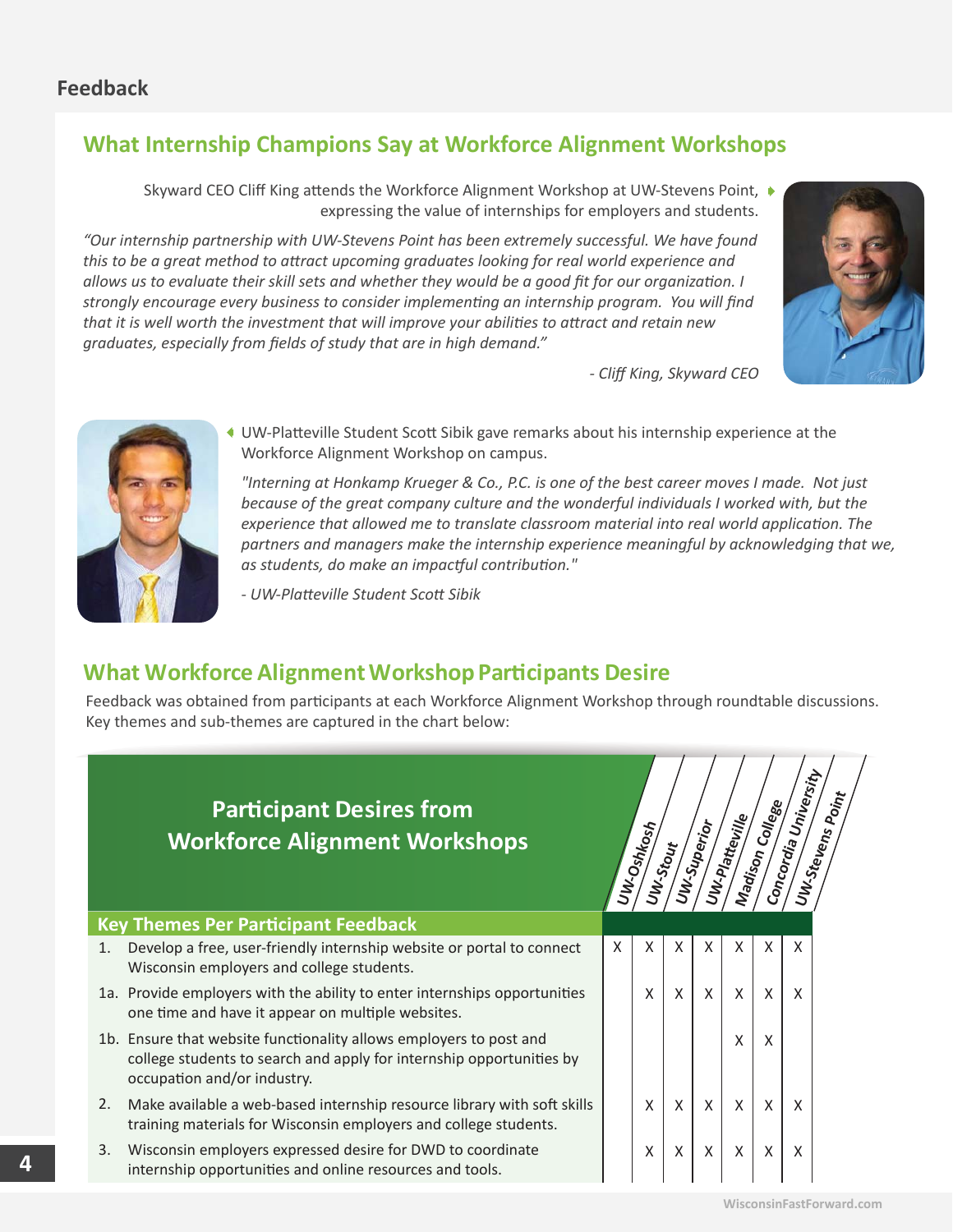## Feedback

### What Internship Champions Say at Workforce Alignment Workshops

Skyward CEO Cliff King attends the Workforce Alignment Workshop at UW-Stevens Point, expressing the value of internships for employers and students.

*"Our internship partnership with UW-Stevens Point has been extremely successful. We have found this to be a great method to attract upcoming graduates looking for real world experience and allows us to evaluate their skill sets and whether they would be a good fit for our organization. I strongly encourage every business to consider implementing an internship program. You will find that it is well worth the investment that will improve your abilities to attract and retain new graduates, especially from fields of study that are in high demand."*

*- Cliff King, Skyward CEO*

UW-Platteville Student Scott Sibik gave remarks about his internship experience at the Workforce Alignment Workshop on campus.

*"Interning at Honkamp Krueger & Co., P.C. is one of the best career moves I made. Not just because of the great company culture and the wonderful individuals I worked with, but the experience that allowed me to translate classroom material into real world application. The partners and managers make the internship experience meaningful by acknowledging that we, as students, do make an impactful contribution."*

*- UW-Platteville Student Scott Sibik*

### What Workforce Alignment Workshop Participants Desire

Feedback was obtained from participants at each Workforce Alignment Workshop through roundtable discussions. Key themes and sub-themes are captured in the chart below:

**Participant Desires from Workforce Alignment Workshops**

| Key Themes Per Participant Feedback | UW-Oshkosh | UW-Stout | UW-Superior | UW-Platteville | Madison College | Concordia University | UW-Stevens Point |
|---|---|---|---|---|---|---|---|
| 1. Develop a free, user-friendly internship website or portal to connect Wisconsin employers and college students. | X | X | X | X | X | X | X |
| 1a. Provide employers with the ability to enter internships opportunities one time and have it appear on multiple websites. | | X | X | X | X | X | X |
| 1b. Ensure that website functionality allows employers to post and college students to search and apply for internship opportunities by occupation and/or industry. | | | | | X | X | |
| 2. Make available a web-based internship resource library with soft skills training materials for Wisconsin employers and college students. | | X | X | X | X | X | X |
| 3. Wisconsin employers expressed desire for DWD to coordinate internship opportunities and online resources and tools. | | X | X | X | X | X | X |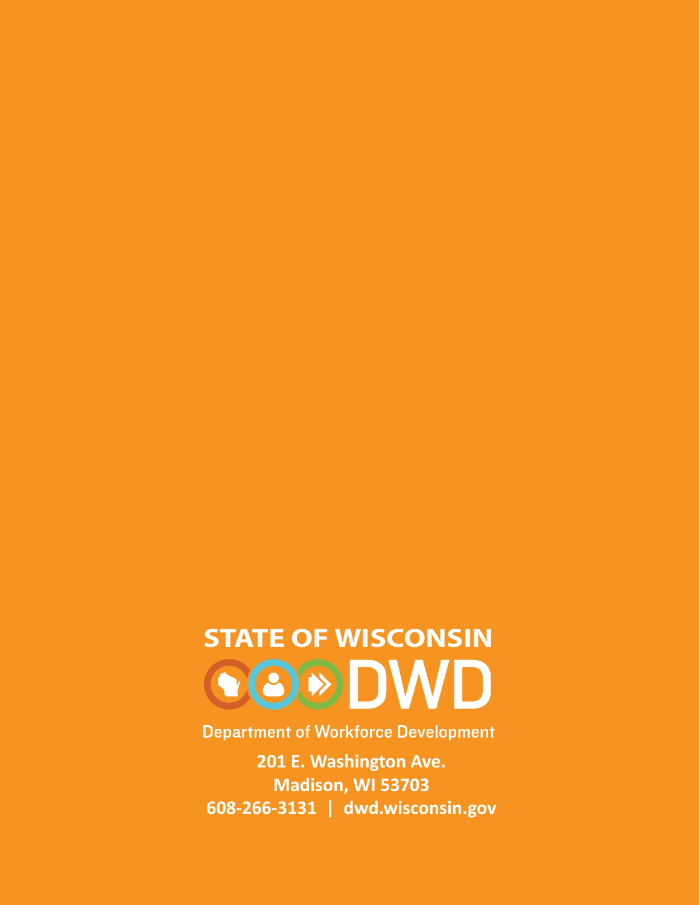STATE OF WISCONSIN

DWD

Department of Workforce Development

**201 E. Washington Ave.**
**Madison, WI 53703**
**608-266-3131 | dwd.wisconsin.gov**